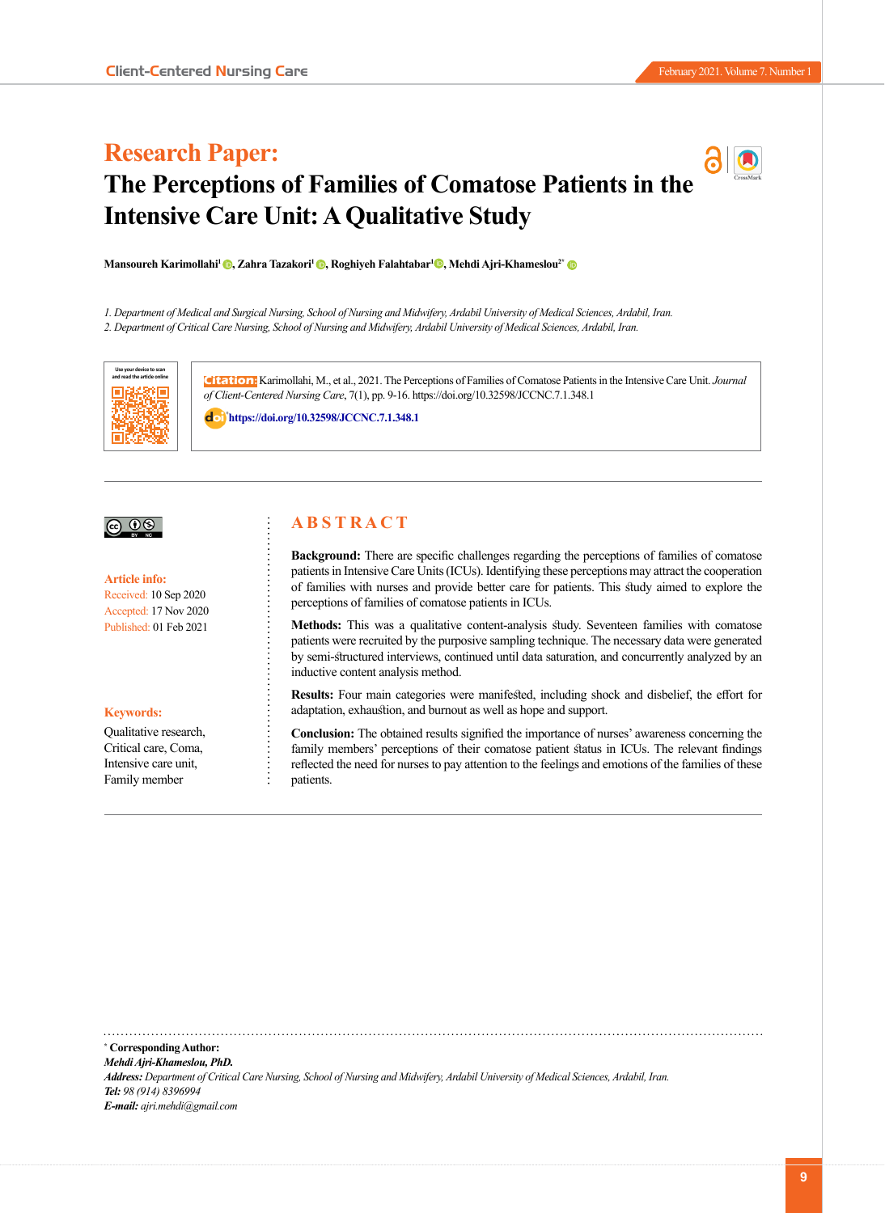**Research Paper:**

# The Perceptions of Families of Comatose Patients in the Intensive Care Unit: A Qualitative Study

**Mansoureh Karimollahi[1], Zahra Tazakori[1], Roghiyeh Falahtabar[1], Mehdi Ajri-Khameslou[2*]**

*1. Department of Medical and Surgical Nursing, School of Nursing and Midwifery, Ardabil University of Medical Sciences, Ardabil, Iran.*
*2. Department of Critical Care Nursing, School of Nursing and Midwifery, Ardabil University of Medical Sciences, Ardabil, Iran.*

Use your device to scan and read the article online

**Citation:** Karimollahi, M., et al., 2021. The Perceptions of Families of Comatose Patients in the Intensive Care Unit. *Journal of Client-Centered Nursing Care*, 7(1), pp. 9-16. https://doi.org/10.32598/JCCNC.7.1.348.1

https://doi.org/10.32598/JCCNC.7.1.348.1

**Article info:**
Received: 10 Sep 2020
Accepted: 17 Nov 2020
Published: 01 Feb 2021

**Keywords:**
Qualitative research, Critical care, Coma, Intensive care unit, Family member

## ABSTRACT

**Background:** There are specific challenges regarding the perceptions of families of comatose patients in Intensive Care Units (ICUs). Identifying these perceptions may attract the cooperation of families with nurses and provide better care for patients. This study aimed to explore the perceptions of families of comatose patients in ICUs.

**Methods:** This was a qualitative content-analysis study. Seventeen families with comatose patients were recruited by the purposive sampling technique. The necessary data were generated by semi-structured interviews, continued until data saturation, and concurrently analyzed by an inductive content analysis method.

**Results:** Four main categories were manifested, including shock and disbelief, the effort for adaptation, exhaustion, and burnout as well as hope and support.

**Conclusion:** The obtained results signified the importance of nurses' awareness concerning the family members' perceptions of their comatose patient status in ICUs. The relevant findings reflected the need for nurses to pay attention to the feelings and emotions of the families of these patients.

---

\* **Corresponding Author:**
***Mehdi Ajri-Khameslou, PhD.***
***Address:*** *Department of Critical Care Nursing, School of Nursing and Midwifery, Ardabil University of Medical Sciences, Ardabil, Iran.*
***Tel:*** *98 (914) 8396994*
***E-mail:*** *ajri.mehdi@gmail.com*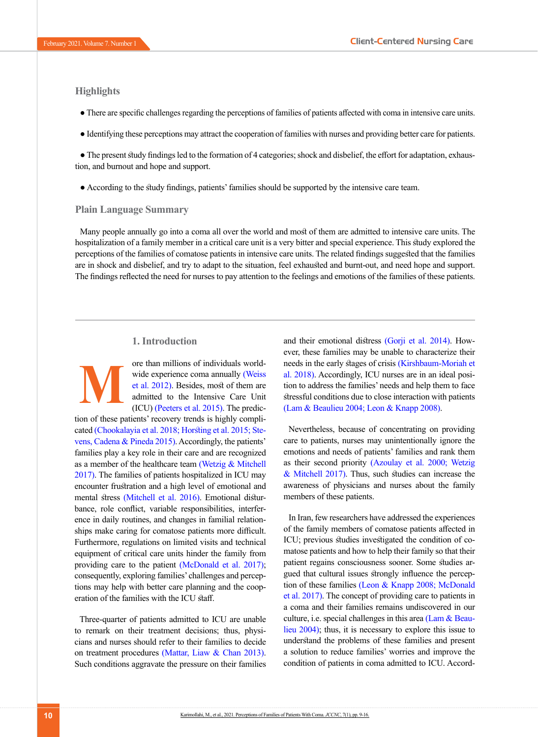## Highlights

- There are specific challenges regarding the perceptions of families of patients affected with coma in intensive care units.
- Identifying these perceptions may attract the cooperation of families with nurses and providing better care for patients.
- The present study findings led to the formation of 4 categories; shock and disbelief, the effort for adaptation, exhaustion, and burnout and hope and support.
- According to the study findings, patients' families should be supported by the intensive care team.

## Plain Language Summary

Many people annually go into a coma all over the world and most of them are admitted to intensive care units. The hospitalization of a family member in a critical care unit is a very bitter and special experience. This study explored the perceptions of the families of comatose patients in intensive care units. The related findings suggested that the families are in shock and disbelief, and try to adapt to the situation, feel exhausted and burnt-out, and need hope and support. The findings reflected the need for nurses to pay attention to the feelings and emotions of the families of these patients.

## 1. Introduction

More than millions of individuals worldwide experience coma annually (Weiss et al. 2012). Besides, most of them are admitted to the Intensive Care Unit (ICU) (Peeters et al. 2015). The prediction of these patients' recovery trends is highly complicated (Chookalayia et al. 2018; Horsting et al. 2015; Stevens, Cadena & Pineda 2015). Accordingly, the patients' families play a key role in their care and are recognized as a member of the healthcare team (Wetzig & Mitchell 2017). The families of patients hospitalized in ICU may encounter frustration and a high level of emotional and mental stress (Mitchell et al. 2016). Emotional disturbance, role conflict, variable responsibilities, interference in daily routines, and changes in familial relationships make caring for comatose patients more difficult. Furthermore, regulations on limited visits and technical equipment of critical care units hinder the family from providing care to the patient (McDonald et al. 2017); consequently, exploring families' challenges and perceptions may help with better care planning and the cooperation of the families with the ICU staff.

Three-quarter of patients admitted to ICU are unable to remark on their treatment decisions; thus, physicians and nurses should refer to their families to decide on treatment procedures (Mattar, Liaw & Chan 2013). Such conditions aggravate the pressure on their families and their emotional distress (Gorji et al. 2014). However, these families may be unable to characterize their needs in the early stages of crisis (Kirshbaum-Moriah et al. 2018). Accordingly, ICU nurses are in an ideal position to address the families' needs and help them to face stressful conditions due to close interaction with patients (Lam & Beaulieu 2004; Leon & Knapp 2008).

Nevertheless, because of concentrating on providing care to patients, nurses may unintentionally ignore the emotions and needs of patients' families and rank them as their second priority (Azoulay et al. 2000; Wetzig & Mitchell 2017). Thus, such studies can increase the awareness of physicians and nurses about the family members of these patients.

In Iran, few researchers have addressed the experiences of the family members of comatose patients affected in ICU; previous studies investigated the condition of comatose patients and how to help their family so that their patient regains consciousness sooner. Some studies argued that cultural issues strongly influence the perception of these families (Leon & Knapp 2008; McDonald et al. 2017). The concept of providing care to patients in a coma and their families remains undiscovered in our culture, i.e. special challenges in this area (Lam & Beaulieu 2004); thus, it is necessary to explore this issue to understand the problems of these families and present a solution to reduce families' worries and improve the condition of patients in coma admitted to ICU. Accord-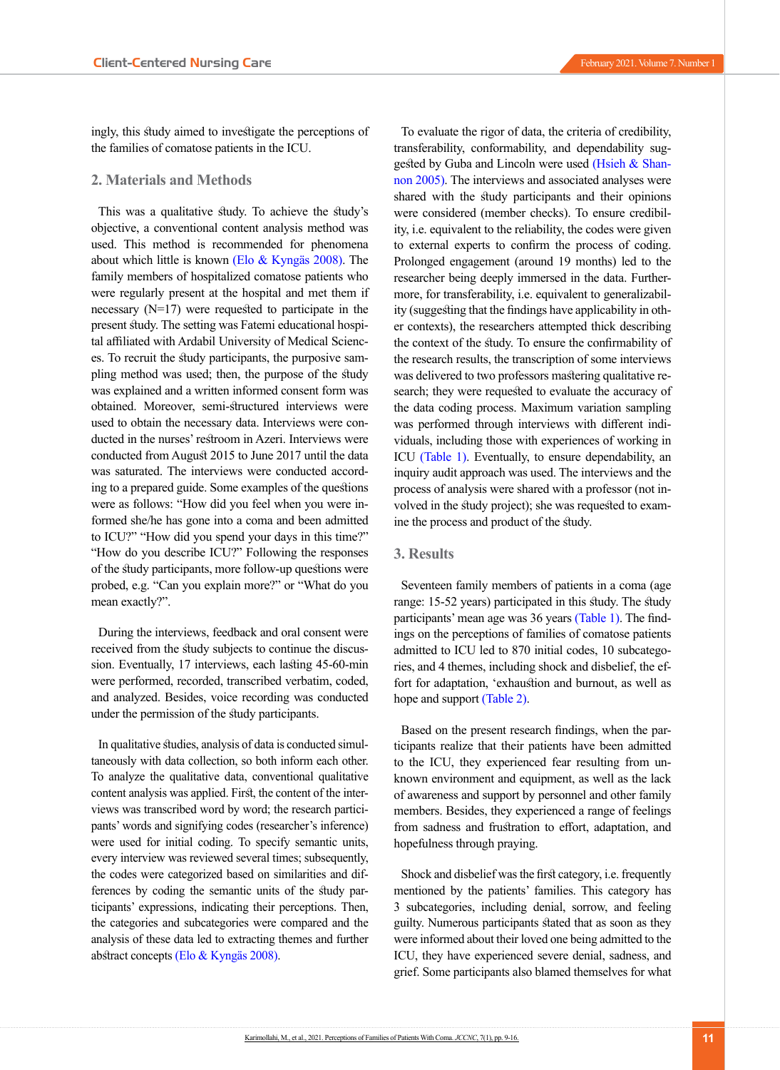ingly, this study aimed to investigate the perceptions of the families of comatose patients in the ICU.

## 2. Materials and Methods

This was a qualitative study. To achieve the study's objective, a conventional content analysis method was used. This method is recommended for phenomena about which little is known (Elo & Kyngäs 2008). The family members of hospitalized comatose patients who were regularly present at the hospital and met them if necessary (N=17) were requested to participate in the present study. The setting was Fatemi educational hospital affiliated with Ardabil University of Medical Sciences. To recruit the study participants, the purposive sampling method was used; then, the purpose of the study was explained and a written informed consent form was obtained. Moreover, semi-structured interviews were used to obtain the necessary data. Interviews were conducted in the nurses' restroom in Azeri. Interviews were conducted from August 2015 to June 2017 until the data was saturated. The interviews were conducted according to a prepared guide. Some examples of the questions were as follows: "How did you feel when you were informed she/he has gone into a coma and been admitted to ICU?" "How did you spend your days in this time?" "How do you describe ICU?" Following the responses of the study participants, more follow-up questions were probed, e.g. "Can you explain more?" or "What do you mean exactly?".

During the interviews, feedback and oral consent were received from the study subjects to continue the discussion. Eventually, 17 interviews, each lasting 45-60-min were performed, recorded, transcribed verbatim, coded, and analyzed. Besides, voice recording was conducted under the permission of the study participants.

In qualitative studies, analysis of data is conducted simultaneously with data collection, so both inform each other. To analyze the qualitative data, conventional qualitative content analysis was applied. First, the content of the interviews was transcribed word by word; the research participants' words and signifying codes (researcher's inference) were used for initial coding. To specify semantic units, every interview was reviewed several times; subsequently, the codes were categorized based on similarities and differences by coding the semantic units of the study participants' expressions, indicating their perceptions. Then, the categories and subcategories were compared and the analysis of these data led to extracting themes and further abstract concepts (Elo & Kyngäs 2008).

To evaluate the rigor of data, the criteria of credibility, transferability, conformability, and dependability suggested by Guba and Lincoln were used (Hsieh & Shannon 2005). The interviews and associated analyses were shared with the study participants and their opinions were considered (member checks). To ensure credibility, i.e. equivalent to the reliability, the codes were given to external experts to confirm the process of coding. Prolonged engagement (around 19 months) led to the researcher being deeply immersed in the data. Furthermore, for transferability, i.e. equivalent to generalizability (suggesting that the findings have applicability in other contexts), the researchers attempted thick describing the context of the study. To ensure the confirmability of the research results, the transcription of some interviews was delivered to two professors mastering qualitative research; they were requested to evaluate the accuracy of the data coding process. Maximum variation sampling was performed through interviews with different individuals, including those with experiences of working in ICU (Table 1). Eventually, to ensure dependability, an inquiry audit approach was used. The interviews and the process of analysis were shared with a professor (not involved in the study project); she was requested to examine the process and product of the study.

## 3. Results

Seventeen family members of patients in a coma (age range: 15-52 years) participated in this study. The study participants' mean age was 36 years (Table 1). The findings on the perceptions of families of comatose patients admitted to ICU led to 870 initial codes, 10 subcategories, and 4 themes, including shock and disbelief, the effort for adaptation, 'exhaustion and burnout, as well as hope and support (Table 2).

Based on the present research findings, when the participants realize that their patients have been admitted to the ICU, they experienced fear resulting from unknown environment and equipment, as well as the lack of awareness and support by personnel and other family members. Besides, they experienced a range of feelings from sadness and frustration to effort, adaptation, and hopefulness through praying.

Shock and disbelief was the first category, i.e. frequently mentioned by the patients' families. This category has 3 subcategories, including denial, sorrow, and feeling guilty. Numerous participants stated that as soon as they were informed about their loved one being admitted to the ICU, they have experienced severe denial, sadness, and grief. Some participants also blamed themselves for what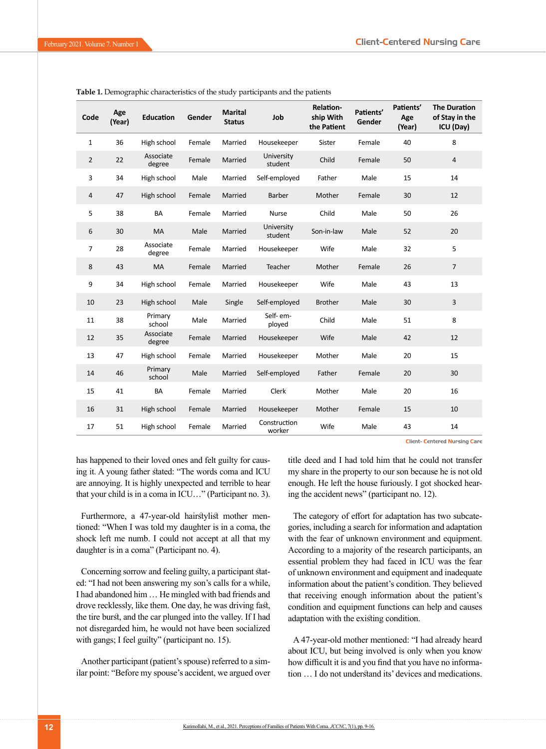Table 1. Demographic characteristics of the study participants and the patients

| Code | Age (Year) | Education | Gender | Marital Status | Job | Relationship With the Patient | Patients' Gender | Patients' Age (Year) | The Duration of Stay in the ICU (Day) |
|---|---|---|---|---|---|---|---|---|---|
| 1 | 36 | High school | Female | Married | Housekeeper | Sister | Female | 40 | 8 |
| 2 | 22 | Associate degree | Female | Married | University student | Child | Female | 50 | 4 |
| 3 | 34 | High school | Male | Married | Self-employed | Father | Male | 15 | 14 |
| 4 | 47 | High school | Female | Married | Barber | Mother | Female | 30 | 12 |
| 5 | 38 | BA | Female | Married | Nurse | Child | Male | 50 | 26 |
| 6 | 30 | MA | Male | Married | University student | Son-in-law | Male | 52 | 20 |
| 7 | 28 | Associate degree | Female | Married | Housekeeper | Wife | Male | 32 | 5 |
| 8 | 43 | MA | Female | Married | Teacher | Mother | Female | 26 | 7 |
| 9 | 34 | High school | Female | Married | Housekeeper | Wife | Male | 43 | 13 |
| 10 | 23 | High school | Male | Single | Self-employed | Brother | Male | 30 | 3 |
| 11 | 38 | Primary school | Male | Married | Self- employed | Child | Male | 51 | 8 |
| 12 | 35 | Associate degree | Female | Married | Housekeeper | Wife | Male | 42 | 12 |
| 13 | 47 | High school | Female | Married | Housekeeper | Mother | Male | 20 | 15 |
| 14 | 46 | Primary school | Male | Married | Self-employed | Father | Female | 20 | 30 |
| 15 | 41 | BA | Female | Married | Clerk | Mother | Male | 20 | 16 |
| 16 | 31 | High school | Female | Married | Housekeeper | Mother | Female | 15 | 10 |
| 17 | 51 | High school | Female | Married | Construction worker | Wife | Male | 43 | 14 |

has happened to their loved ones and felt guilty for causing it. A young father stated: "The words coma and ICU are annoying. It is highly unexpected and terrible to hear that your child is in a coma in ICU…" (Participant no. 3).

Furthermore, a 47-year-old hairstylist mother mentioned: "When I was told my daughter is in a coma, the shock left me numb. I could not accept at all that my daughter is in a coma" (Participant no. 4).

Concerning sorrow and feeling guilty, a participant stated: "I had not been answering my son's calls for a while, I had abandoned him … He mingled with bad friends and drove recklessly, like them. One day, he was driving fast, the tire burst, and the car plunged into the valley. If I had not disregarded him, he would not have been socialized with gangs; I feel guilty" (participant no. 15).

Another participant (patient's spouse) referred to a similar point: "Before my spouse's accident, we argued over title deed and I had told him that he could not transfer my share in the property to our son because he is not old enough. He left the house furiously. I got shocked hearing the accident news" (participant no. 12).

The category of effort for adaptation has two subcategories, including a search for information and adaptation with the fear of unknown environment and equipment. According to a majority of the research participants, an essential problem they had faced in ICU was the fear of unknown environment and equipment and inadequate information about the patient's condition. They believed that receiving enough information about the patient's condition and equipment functions can help and causes adaptation with the existing condition.

A 47-year-old mother mentioned: "I had already heard about ICU, but being involved is only when you know how difficult it is and you find that you have no information … I do not understand its' devices and medications.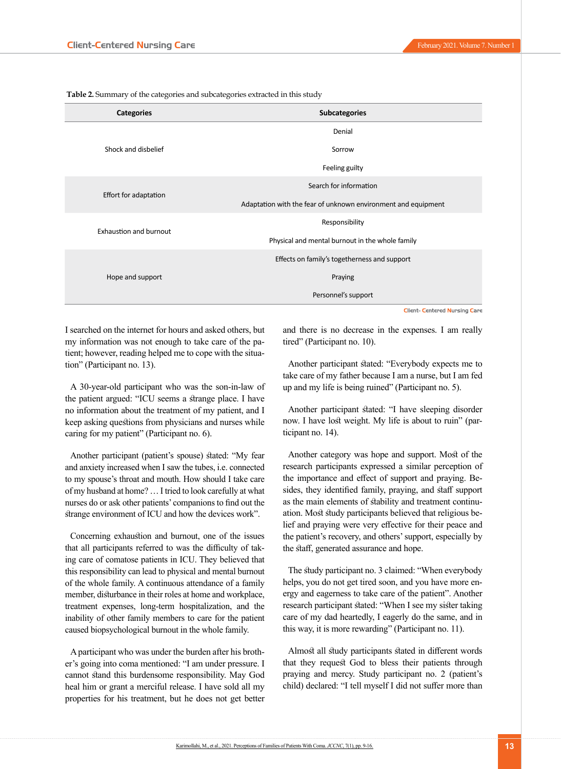**Table 2.** Summary of the categories and subcategories extracted in this study

| Categories | Subcategories |
|---|---|
| Shock and disbelief | Denial |
| | Sorrow |
| | Feeling guilty |
| Effort for adaptation | Search for information |
| | Adaptation with the fear of unknown environment and equipment |
| Exhaustion and burnout | Responsibility |
| | Physical and mental burnout in the whole family |
| Hope and support | Effects on family's togetherness and support |
| | Praying |
| | Personnel's support |

I searched on the internet for hours and asked others, but my information was not enough to take care of the patient; however, reading helped me to cope with the situation" (Participant no. 13).

A 30-year-old participant who was the son-in-law of the patient argued: "ICU seems a strange place. I have no information about the treatment of my patient, and I keep asking questions from physicians and nurses while caring for my patient" (Participant no. 6).

Another participant (patient's spouse) stated: "My fear and anxiety increased when I saw the tubes, i.e. connected to my spouse's throat and mouth. How should I take care of my husband at home? … I tried to look carefully at what nurses do or ask other patients' companions to find out the strange environment of ICU and how the devices work".

Concerning exhaustion and burnout, one of the issues that all participants referred to was the difficulty of taking care of comatose patients in ICU. They believed that this responsibility can lead to physical and mental burnout of the whole family. A continuous attendance of a family member, disturbance in their roles at home and workplace, treatment expenses, long-term hospitalization, and the inability of other family members to care for the patient caused biopsychological burnout in the whole family.

A participant who was under the burden after his brother's going into coma mentioned: "I am under pressure. I cannot stand this burdensome responsibility. May God heal him or grant a merciful release. I have sold all my properties for his treatment, but he does not get better and there is no decrease in the expenses. I am really tired" (Participant no. 10).

Another participant stated: "Everybody expects me to take care of my father because I am a nurse, but I am fed up and my life is being ruined" (Participant no. 5).

Another participant stated: "I have sleeping disorder now. I have lost weight. My life is about to ruin" (participant no. 14).

Another category was hope and support. Most of the research participants expressed a similar perception of the importance and effect of support and praying. Besides, they identified family, praying, and staff support as the main elements of stability and treatment continuation. Most study participants believed that religious belief and praying were very effective for their peace and the patient's recovery, and others' support, especially by the staff, generated assurance and hope.

The study participant no. 3 claimed: "When everybody helps, you do not get tired soon, and you have more energy and eagerness to take care of the patient". Another research participant stated: "When I see my sister taking care of my dad heartedly, I eagerly do the same, and in this way, it is more rewarding" (Participant no. 11).

Almost all study participants stated in different words that they request God to bless their patients through praying and mercy. Study participant no. 2 (patient's child) declared: "I tell myself I did not suffer more than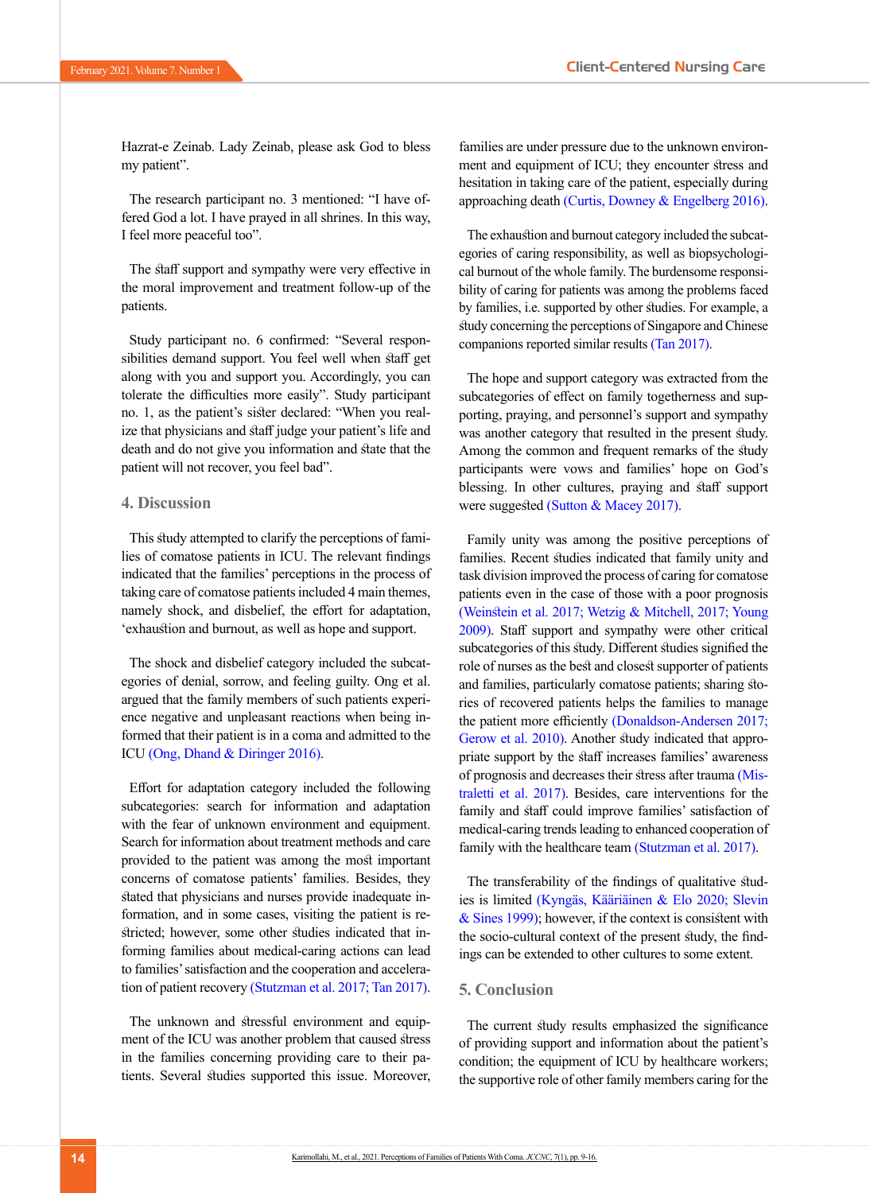Hazrat-e Zeinab. Lady Zeinab, please ask God to bless my patient".

The research participant no. 3 mentioned: "I have offered God a lot. I have prayed in all shrines. In this way, I feel more peaceful too".

The staff support and sympathy were very effective in the moral improvement and treatment follow-up of the patients.

Study participant no. 6 confirmed: "Several responsibilities demand support. You feel well when staff get along with you and support you. Accordingly, you can tolerate the difficulties more easily". Study participant no. 1, as the patient's sister declared: "When you realize that physicians and staff judge your patient's life and death and do not give you information and state that the patient will not recover, you feel bad".

## 4. Discussion

This study attempted to clarify the perceptions of families of comatose patients in ICU. The relevant findings indicated that the families' perceptions in the process of taking care of comatose patients included 4 main themes, namely shock, and disbelief, the effort for adaptation, 'exhaustion and burnout, as well as hope and support.

The shock and disbelief category included the subcategories of denial, sorrow, and feeling guilty. Ong et al. argued that the family members of such patients experience negative and unpleasant reactions when being informed that their patient is in a coma and admitted to the ICU (Ong, Dhand & Diringer 2016).

Effort for adaptation category included the following subcategories: search for information and adaptation with the fear of unknown environment and equipment. Search for information about treatment methods and care provided to the patient was among the most important concerns of comatose patients' families. Besides, they stated that physicians and nurses provide inadequate information, and in some cases, visiting the patient is restricted; however, some other studies indicated that informing families about medical-caring actions can lead to families' satisfaction and the cooperation and acceleration of patient recovery (Stutzman et al. 2017; Tan 2017).

The unknown and stressful environment and equipment of the ICU was another problem that caused stress in the families concerning providing care to their patients. Several studies supported this issue. Moreover, families are under pressure due to the unknown environment and equipment of ICU; they encounter stress and hesitation in taking care of the patient, especially during approaching death (Curtis, Downey & Engelberg 2016).

The exhaustion and burnout category included the subcategories of caring responsibility, as well as biopsychological burnout of the whole family. The burdensome responsibility of caring for patients was among the problems faced by families, i.e. supported by other studies. For example, a study concerning the perceptions of Singapore and Chinese companions reported similar results (Tan 2017).

The hope and support category was extracted from the subcategories of effect on family togetherness and supporting, praying, and personnel's support and sympathy was another category that resulted in the present study. Among the common and frequent remarks of the study participants were vows and families' hope on God's blessing. In other cultures, praying and staff support were suggested (Sutton & Macey 2017).

Family unity was among the positive perceptions of families. Recent studies indicated that family unity and task division improved the process of caring for comatose patients even in the case of those with a poor prognosis (Weinstein et al. 2017; Wetzig & Mitchell, 2017; Young 2009). Staff support and sympathy were other critical subcategories of this study. Different studies signified the role of nurses as the best and closest supporter of patients and families, particularly comatose patients; sharing stories of recovered patients helps the families to manage the patient more efficiently (Donaldson-Andersen 2017; Gerow et al. 2010). Another study indicated that appropriate support by the staff increases families' awareness of prognosis and decreases their stress after trauma (Mistraletti et al. 2017). Besides, care interventions for the family and staff could improve families' satisfaction of medical-caring trends leading to enhanced cooperation of family with the healthcare team (Stutzman et al. 2017).

The transferability of the findings of qualitative studies is limited (Kyngäs, Kääriäinen & Elo 2020; Slevin & Sines 1999); however, if the context is consistent with the socio-cultural context of the present study, the findings can be extended to other cultures to some extent.

## 5. Conclusion

The current study results emphasized the significance of providing support and information about the patient's condition; the equipment of ICU by healthcare workers; the supportive role of other family members caring for the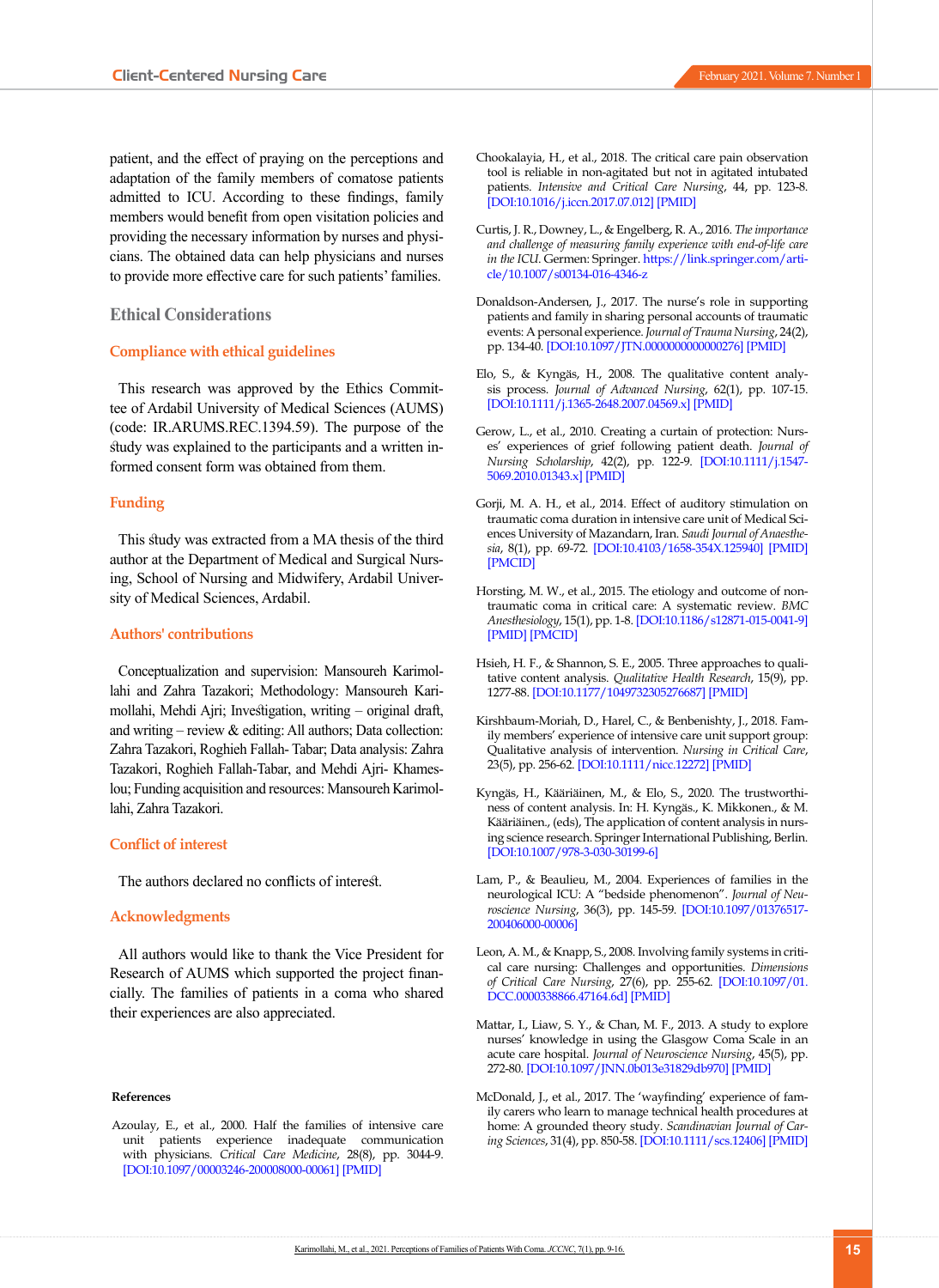patient, and the effect of praying on the perceptions and adaptation of the family members of comatose patients admitted to ICU. According to these findings, family members would benefit from open visitation policies and providing the necessary information by nurses and physicians. The obtained data can help physicians and nurses to provide more effective care for such patients' families.

## Ethical Considerations

### Compliance with ethical guidelines

This research was approved by the Ethics Committee of Ardabil University of Medical Sciences (AUMS) (code: IR.ARUMS.REC.1394.59). The purpose of the study was explained to the participants and a written informed consent form was obtained from them.

### Funding

This study was extracted from a MA thesis of the third author at the Department of Medical and Surgical Nursing, School of Nursing and Midwifery, Ardabil University of Medical Sciences, Ardabil.

### Authors' contributions

Conceptualization and supervision: Mansoureh Karimollahi and Zahra Tazakori; Methodology: Mansoureh Karimollahi, Mehdi Ajri; Investigation, writing – original draft, and writing – review & editing: All authors; Data collection: Zahra Tazakori, Roghieh Fallah- Tabar; Data analysis: Zahra Tazakori, Roghieh Fallah-Tabar, and Mehdi Ajri- Khameslou; Funding acquisition and resources: Mansoureh Karimollahi, Zahra Tazakori.

### Conflict of interest

The authors declared no conflicts of interest.

### Acknowledgments

All authors would like to thank the Vice President for Research of AUMS which supported the project financially. The families of patients in a coma who shared their experiences are also appreciated.

## References

Azoulay, E., et al., 2000. Half the families of intensive care unit patients experience inadequate communication with physicians. *Critical Care Medicine*, 28(8), pp. 3044-9. [DOI:10.1097/00003246-200008000-00061] [PMID]

Chookalayia, H., et al., 2018. The critical care pain observation tool is reliable in non-agitated but not in agitated intubated patients. *Intensive and Critical Care Nursing*, 44, pp. 123-8. [DOI:10.1016/j.iccn.2017.07.012] [PMID]

Curtis, J. R., Downey, L., & Engelberg, R. A., 2016. *The importance and challenge of measuring family experience with end-of-life care in the ICU*. Germen: Springer. https://link.springer.com/article/10.1007/s00134-016-4346-z

Donaldson-Andersen, J., 2017. The nurse's role in supporting patients and family in sharing personal accounts of traumatic events: A personal experience. *Journal of Trauma Nursing*, 24(2), pp. 134-40. [DOI:10.1097/JTN.0000000000000276] [PMID]

Elo, S., & Kyngäs, H., 2008. The qualitative content analysis process. *Journal of Advanced Nursing*, 62(1), pp. 107-15. [DOI:10.1111/j.1365-2648.2007.04569.x] [PMID]

Gerow, L., et al., 2010. Creating a curtain of protection: Nurses' experiences of grief following patient death. *Journal of Nursing Scholarship*, 42(2), pp. 122-9. [DOI:10.1111/j.1547-5069.2010.01343.x] [PMID]

Gorji, M. A. H., et al., 2014. Effect of auditory stimulation on traumatic coma duration in intensive care unit of Medical Sciences University of Mazandarn, Iran. *Saudi Journal of Anaesthesia*, 8(1), pp. 69-72. [DOI:10.4103/1658-354X.125940] [PMID] [PMCID]

Horsting, M. W., et al., 2015. The etiology and outcome of non-traumatic coma in critical care: A systematic review. *BMC Anesthesiology*, 15(1), pp. 1-8. [DOI:10.1186/s12871-015-0041-9] [PMID] [PMCID]

Hsieh, H. F., & Shannon, S. E., 2005. Three approaches to qualitative content analysis. *Qualitative Health Research*, 15(9), pp. 1277-88. [DOI:10.1177/1049732305276687] [PMID]

Kirshbaum-Moriah, D., Harel, C., & Benbenishty, J., 2018. Family members' experience of intensive care unit support group: Qualitative analysis of intervention. *Nursing in Critical Care*, 23(5), pp. 256-62. [DOI:10.1111/nicc.12272] [PMID]

Kyngäs, H., Kääriäinen, M., & Elo, S., 2020. The trustworthiness of content analysis. In: H. Kyngäs., K. Mikkonen., & M. Kääriäinen., (eds), The application of content analysis in nursing science research. Springer International Publishing, Berlin. [DOI:10.1007/978-3-030-30199-6]

Lam, P., & Beaulieu, M., 2004. Experiences of families in the neurological ICU: A "bedside phenomenon". *Journal of Neuroscience Nursing*, 36(3), pp. 145-59. [DOI:10.1097/01376517-200406000-00006]

Leon, A. M., & Knapp, S., 2008. Involving family systems in critical care nursing: Challenges and opportunities. *Dimensions of Critical Care Nursing*, 27(6), pp. 255-62. [DOI:10.1097/01.DCC.0000338866.47164.6d] [PMID]

Mattar, I., Liaw, S. Y., & Chan, M. F., 2013. A study to explore nurses' knowledge in using the Glasgow Coma Scale in an acute care hospital. *Journal of Neuroscience Nursing*, 45(5), pp. 272-80. [DOI:10.1097/JNN.0b013e31829db970] [PMID]

McDonald, J., et al., 2017. The 'wayfinding' experience of family carers who learn to manage technical health procedures at home: A grounded theory study. *Scandinavian Journal of Caring Sciences*, 31(4), pp. 850-58. [DOI:10.1111/scs.12406] [PMID]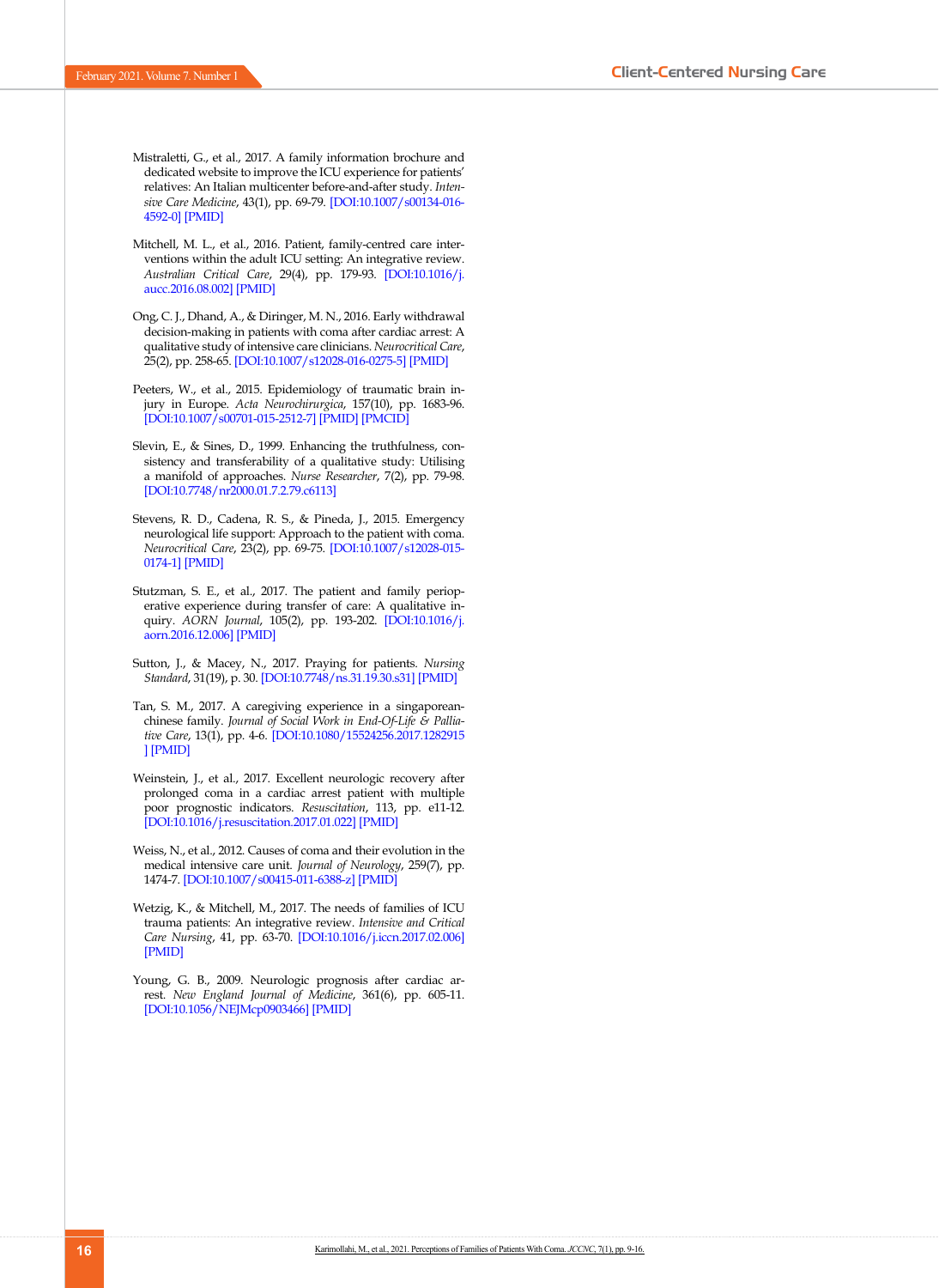Mistraletti, G., et al., 2017. A family information brochure and dedicated website to improve the ICU experience for patients' relatives: An Italian multicenter before-and-after study. *Intensive Care Medicine*, 43(1), pp. 69-79. [DOI:10.1007/s00134-016-4592-0] [PMID]

Mitchell, M. L., et al., 2016. Patient, family-centred care interventions within the adult ICU setting: An integrative review. *Australian Critical Care*, 29(4), pp. 179-93. [DOI:10.1016/j.aucc.2016.08.002] [PMID]

Ong, C. J., Dhand, A., & Diringer, M. N., 2016. Early withdrawal decision-making in patients with coma after cardiac arrest: A qualitative study of intensive care clinicians. *Neurocritical Care*, 25(2), pp. 258-65. [DOI:10.1007/s12028-016-0275-5] [PMID]

Peeters, W., et al., 2015. Epidemiology of traumatic brain injury in Europe. *Acta Neurochirurgica*, 157(10), pp. 1683-96. [DOI:10.1007/s00701-015-2512-7] [PMID] [PMCID]

Slevin, E., & Sines, D., 1999. Enhancing the truthfulness, consistency and transferability of a qualitative study: Utilising a manifold of approaches. *Nurse Researcher*, 7(2), pp. 79-98. [DOI:10.7748/nr2000.01.7.2.79.c6113]

Stevens, R. D., Cadena, R. S., & Pineda, J., 2015. Emergency neurological life support: Approach to the patient with coma. *Neurocritical Care*, 23(2), pp. 69-75. [DOI:10.1007/s12028-015-0174-1] [PMID]

Stutzman, S. E., et al., 2017. The patient and family perioperative experience during transfer of care: A qualitative inquiry. *AORN Journal*, 105(2), pp. 193-202. [DOI:10.1016/j.aorn.2016.12.006] [PMID]

Sutton, J., & Macey, N., 2017. Praying for patients. *Nursing Standard*, 31(19), p. 30. [DOI:10.7748/ns.31.19.30.s31] [PMID]

Tan, S. M., 2017. A caregiving experience in a singaporean-chinese family. *Journal of Social Work in End-Of-Life & Palliative Care*, 13(1), pp. 4-6. [DOI:10.1080/15524256.2017.1282915 ] [PMID]

Weinstein, J., et al., 2017. Excellent neurologic recovery after prolonged coma in a cardiac arrest patient with multiple poor prognostic indicators. *Resuscitation*, 113, pp. e11-12. [DOI:10.1016/j.resuscitation.2017.01.022] [PMID]

Weiss, N., et al., 2012. Causes of coma and their evolution in the medical intensive care unit. *Journal of Neurology*, 259(7), pp. 1474-7. [DOI:10.1007/s00415-011-6388-z] [PMID]

Wetzig, K., & Mitchell, M., 2017. The needs of families of ICU trauma patients: An integrative review. *Intensive and Critical Care Nursing*, 41, pp. 63-70. [DOI:10.1016/j.iccn.2017.02.006] [PMID]

Young, G. B., 2009. Neurologic prognosis after cardiac arrest. *New England Journal of Medicine*, 361(6), pp. 605-11. [DOI:10.1056/NEJMcp0903466] [PMID]